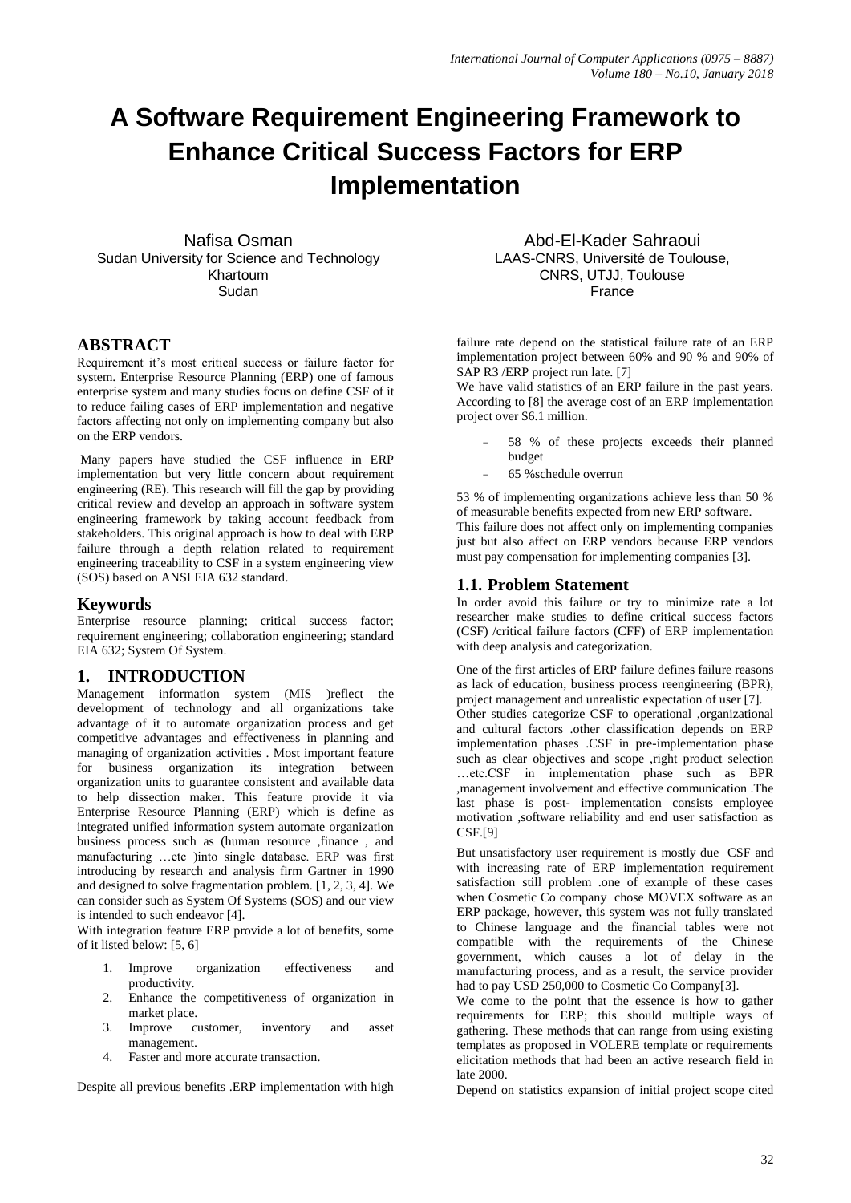# A Software Requirement Engineering Framework to Enhance Critical Success Factors for ERP Implementation

Nafisa Osman
Sudan University for Science and Technology
Khartoum
Sudan

Abd-El-Kader Sahraoui
LAAS-CNRS, Université de Toulouse,
CNRS, UTJJ, Toulouse
France

## ABSTRACT

Requirement it's most critical success or failure factor for system. Enterprise Resource Planning (ERP) one of famous enterprise system and many studies focus on define CSF of it to reduce failing cases of ERP implementation and negative factors affecting not only on implementing company but also on the ERP vendors.

Many papers have studied the CSF influence in ERP implementation but very little concern about requirement engineering (RE). This research will fill the gap by providing critical review and develop an approach in software system engineering framework by taking account feedback from stakeholders. This original approach is how to deal with ERP failure through a depth relation related to requirement engineering traceability to CSF in a system engineering view (SOS) based on ANSI EIA 632 standard.

## Keywords

Enterprise resource planning; critical success factor; requirement engineering; collaboration engineering; standard EIA 632; System Of System.

## 1. INTRODUCTION

Management information system (MIS )reflect the development of technology and all organizations take advantage of it to automate organization process and get competitive advantages and effectiveness in planning and managing of organization activities . Most important feature for business organization its integration between organization units to guarantee consistent and available data to help dissection maker. This feature provide it via Enterprise Resource Planning (ERP) which is define as integrated unified information system automate organization business process such as (human resource ,finance , and manufacturing …etc )into single database. ERP was first introducing by research and analysis firm Gartner in 1990 and designed to solve fragmentation problem. [1, 2, 3, 4]. We can consider such as System Of Systems (SOS) and our view is intended to such endeavor [4].

With integration feature ERP provide a lot of benefits, some of it listed below: [5, 6]

1. Improve organization effectiveness and productivity.
2. Enhance the competitiveness of organization in market place.
3. Improve customer, inventory and asset management.
4. Faster and more accurate transaction.

Despite all previous benefits .ERP implementation with high failure rate depend on the statistical failure rate of an ERP implementation project between 60% and 90 % and 90% of SAP R3 /ERP project run late. [7]

We have valid statistics of an ERP failure in the past years. According to [8] the average cost of an ERP implementation project over $6.1 million.

- 58 % of these projects exceeds their planned budget
- 65 %schedule overrun

53 % of implementing organizations achieve less than 50 % of measurable benefits expected from new ERP software.

This failure does not affect only on implementing companies just but also affect on ERP vendors because ERP vendors must pay compensation for implementing companies [3].

### 1.1. Problem Statement

In order avoid this failure or try to minimize rate a lot researcher make studies to define critical success factors (CSF) /critical failure factors (CFF) of ERP implementation with deep analysis and categorization.

One of the first articles of ERP failure defines failure reasons as lack of education, business process reengineering (BPR), project management and unrealistic expectation of user [7].

Other studies categorize CSF to operational ,organizational and cultural factors .other classification depends on ERP implementation phases .CSF in pre-implementation phase such as clear objectives and scope ,right product selection …etc.CSF in implementation phase such as BPR ,management involvement and effective communication .The last phase is post- implementation consists employee motivation ,software reliability and end user satisfaction as CSF.[9]

But unsatisfactory user requirement is mostly due CSF and with increasing rate of ERP implementation requirement satisfaction still problem .one of example of these cases when Cosmetic Co company chose MOVEX software as an ERP package, however, this system was not fully translated to Chinese language and the financial tables were not compatible with the requirements of the Chinese government, which causes a lot of delay in the manufacturing process, and as a result, the service provider had to pay USD 250,000 to Cosmetic Co Company[3].

We come to the point that the essence is how to gather requirements for ERP; this should multiple ways of gathering. These methods that can range from using existing templates as proposed in VOLERE template or requirements elicitation methods that had been an active research field in late 2000.

Depend on statistics expansion of initial project scope cited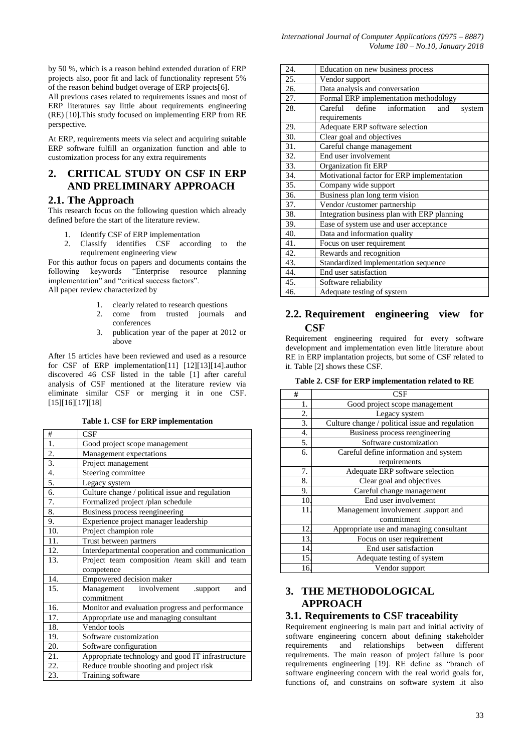by 50 %, which is a reason behind extended duration of ERP projects also, poor fit and lack of functionality represent 5% of the reason behind budget overage of ERP projects[6].

All previous cases related to requirements issues and most of ERP literatures say little about requirements engineering (RE) [10].This study focused on implementing ERP from RE perspective.

At ERP, requirements meets via select and acquiring suitable ERP software fulfill an organization function and able to customization process for any extra requirements

## 2. CRITICAL STUDY ON CSF IN ERP AND PRELIMINARY APPROACH

### 2.1. The Approach

This research focus on the following question which already defined before the start of the literature review.

1. Identify CSF of ERP implementation
2. Classify identifies CSF according to the requirement engineering view

For this author focus on papers and documents contains the following keywords "Enterprise resource planning implementation" and "critical success factors".

All paper review characterized by

1. clearly related to research questions
2. come from trusted journals and conferences
3. publication year of the paper at 2012 or above

After 15 articles have been reviewed and used as a resource for CSF of ERP implementation[11] [12][13][14].author discovered 46 CSF listed in the table [1] after careful analysis of CSF mentioned at the literature review via eliminate similar CSF or merging it in one CSF. [15][16][17][18]

**Table 1. CSF for ERP implementation**

| # | CSF |
|---|---|
| 1. | Good project scope management |
| 2. | Management expectations |
| 3. | Project management |
| 4. | Steering committee |
| 5. | Legacy system |
| 6. | Culture change / political issue and regulation |
| 7. | Formalized project /plan schedule |
| 8. | Business process reengineering |
| 9. | Experience project manager leadership |
| 10. | Project champion role |
| 11. | Trust between partners |
| 12. | Interdepartmental cooperation and communication |
| 13. | Project team composition /team skill and team competence |
| 14. | Empowered decision maker |
| 15. | Management involvement .support and commitment |
| 16. | Monitor and evaluation progress and performance |
| 17. | Appropriate use and managing consultant |
| 18. | Vendor tools |
| 19. | Software customization |
| 20. | Software configuration |
| 21. | Appropriate technology and good IT infrastructure |
| 22. | Reduce trouble shooting and project risk |
| 23. | Training software |
| 24. | Education on new business process |
| 25. | Vendor support |
| 26. | Data analysis and conversation |
| 27. | Formal ERP implementation methodology |
| 28. | Careful define information and system requirements |
| 29. | Adequate ERP software selection |
| 30. | Clear goal and objectives |
| 31. | Careful change management |
| 32. | End user involvement |
| 33. | Organization fit ERP |
| 34. | Motivational factor for ERP implementation |
| 35. | Company wide support |
| 36. | Business plan long term vision |
| 37. | Vendor /customer partnership |
| 38. | Integration business plan with ERP planning |
| 39. | Ease of system use and user acceptance |
| 40. | Data and information quality |
| 41. | Focus on user requirement |
| 42. | Rewards and recognition |
| 43. | Standardized implementation sequence |
| 44. | End user satisfaction |
| 45. | Software reliability |
| 46. | Adequate testing of system |

### 2.2. Requirement engineering view for CSF

Requirement engineering required for every software development and implementation even little literature about RE in ERP implantation projects, but some of CSF related to it. Table [2] shows these CSF.

**Table 2. CSF for ERP implementation related to RE**

| # | CSF |
|---|---|
| 1. | Good project scope management |
| 2. | Legacy system |
| 3. | Culture change / political issue and regulation |
| 4. | Business process reengineering |
| 5. | Software customization |
| 6. | Careful define information and system requirements |
| 7. | Adequate ERP software selection |
| 8. | Clear goal and objectives |
| 9. | Careful change management |
| 10. | End user involvement |
| 11. | Management involvement .support and commitment |
| 12. | Appropriate use and managing consultant |
| 13. | Focus on user requirement |
| 14. | End user satisfaction |
| 15. | Adequate testing of system |
| 16. | Vendor support |

## 3. THE METHODOLOGICAL APPROACH

### 3.1. Requirements to CSF traceability

Requirement engineering is main part and initial activity of software engineering concern about defining stakeholder requirements and relationships between different requirements. The main reason of project failure is poor requirements engineering [19]. RE define as "branch of software engineering concern with the real world goals for, functions of, and constrains on software system .it also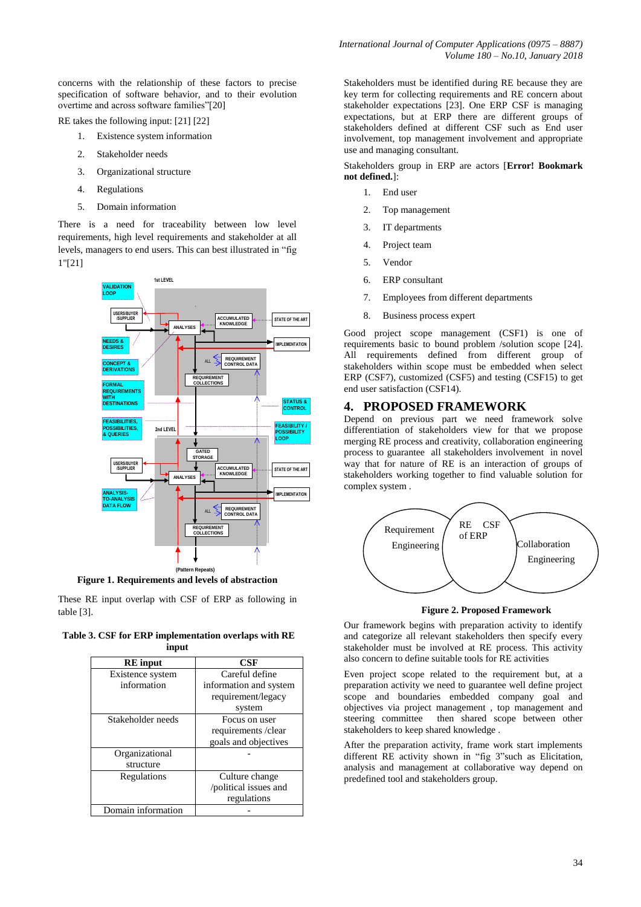concerns with the relationship of these factors to precise specification of software behavior, and to their evolution overtime and across software families"[20]

RE takes the following input: [21] [22]

1. Existence system information
2. Stakeholder needs
3. Organizational structure
4. Regulations
5. Domain information

There is a need for traceability between low level requirements, high level requirements and stakeholder at all levels, managers to end users. This can best illustrated in "fig 1"[21]

**Figure 1. Requirements and levels of abstraction**

These RE input overlap with CSF of ERP as following in table [3].

**Table 3. CSF for ERP implementation overlaps with RE input**

| RE input | CSF |
|---|---|
| Existence system information | Careful define information and system requirement/legacy system |
| Stakeholder needs | Focus on user requirements /clear goals and objectives |
| Organizational structure | - |
| Regulations | Culture change /political issues and regulations |
| Domain information | - |

Stakeholders must be identified during RE because they are key term for collecting requirements and RE concern about stakeholder expectations [23]. One ERP CSF is managing expectations, but at ERP there are different groups of stakeholders defined at different CSF such as End user involvement, top management involvement and appropriate use and managing consultant.

Stakeholders group in ERP are actors [**Error! Bookmark not defined.**]:

1. End user
2. Top management
3. IT departments
4. Project team
5. Vendor
6. ERP consultant
7. Employees from different departments
8. Business process expert

Good project scope management (CSF1) is one of requirements basic to bound problem /solution scope [24]. All requirements defined from different group of stakeholders within scope must be embedded when select ERP (CSF7), customized (CSF5) and testing (CSF15) to get end user satisfaction (CSF14).

## 4. PROPOSED FRAMEWORK

Depend on previous part we need framework solve differentiation of stakeholders view for that we propose merging RE process and creativity, collaboration engineering process to guarantee all stakeholders involvement in novel way that for nature of RE is an interaction of groups of stakeholders working together to find valuable solution for complex system .

**Figure 2. Proposed Framework**

Our framework begins with preparation activity to identify and categorize all relevant stakeholders then specify every stakeholder must be involved at RE process. This activity also concern to define suitable tools for RE activities

Even project scope related to the requirement but, at a preparation activity we need to guarantee well define project scope and boundaries embedded company goal and objectives via project management , top management and steering committee then shared scope between other stakeholders to keep shared knowledge .

After the preparation activity, frame work start implements different RE activity shown in "fig 3"such as Elicitation, analysis and management at collaborative way depend on predefined tool and stakeholders group.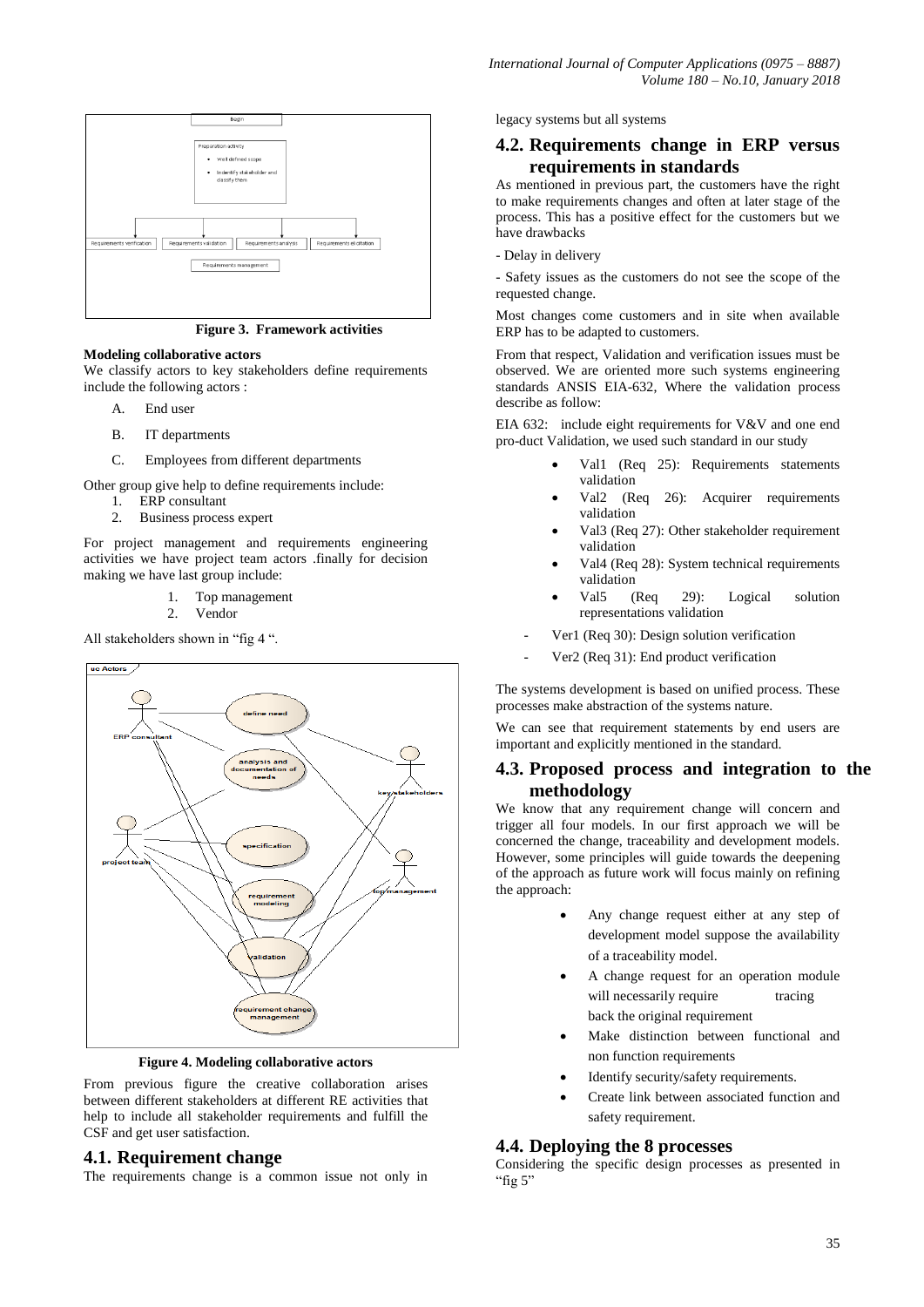Figure 3. Framework activities

**Modeling collaborative actors**

We classify actors to key stakeholders define requirements include the following actors :

A. End user

B. IT departments

C. Employees from different departments

Other group give help to define requirements include:

1. ERP consultant
2. Business process expert

For project management and requirements engineering activities we have project team actors .finally for decision making we have last group include:

1. Top management
2. Vendor

All stakeholders shown in "fig 4 ".

Figure 4. Modeling collaborative actors

From previous figure the creative collaboration arises between different stakeholders at different RE activities that help to include all stakeholder requirements and fulfill the CSF and get user satisfaction.

## 4.1. Requirement change

The requirements change is a common issue not only in legacy systems but all systems

## 4.2. Requirements change in ERP versus requirements in standards

As mentioned in previous part, the customers have the right to make requirements changes and often at later stage of the process. This has a positive effect for the customers but we have drawbacks

- Delay in delivery

- Safety issues as the customers do not see the scope of the requested change.

Most changes come customers and in site when available ERP has to be adapted to customers.

From that respect, Validation and verification issues must be observed. We are oriented more such systems engineering standards ANSIS EIA-632, Where the validation process describe as follow:

EIA 632: include eight requirements for V&V and one end pro-duct Validation, we used such standard in our study

- Val1 (Req 25): Requirements statements validation
- Val2 (Req 26): Acquirer requirements validation
- Val3 (Req 27): Other stakeholder requirement validation
- Val4 (Req 28): System technical requirements validation
- Val5 (Req 29): Logical solution representations validation

- Ver1 (Req 30): Design solution verification
- Ver2 (Req 31): End product verification

The systems development is based on unified process. These processes make abstraction of the systems nature.

We can see that requirement statements by end users are important and explicitly mentioned in the standard.

## 4.3. Proposed process and integration to the methodology

We know that any requirement change will concern and trigger all four models. In our first approach we will be concerned the change, traceability and development models. However, some principles will guide towards the deepening of the approach as future work will focus mainly on refining the approach:

- Any change request either at any step of development model suppose the availability of a traceability model.
- A change request for an operation module will necessarily require tracing back the original requirement
- Make distinction between functional and non function requirements
- Identify security/safety requirements.
- Create link between associated function and safety requirement.

## 4.4. Deploying the 8 processes

Considering the specific design processes as presented in "fig 5"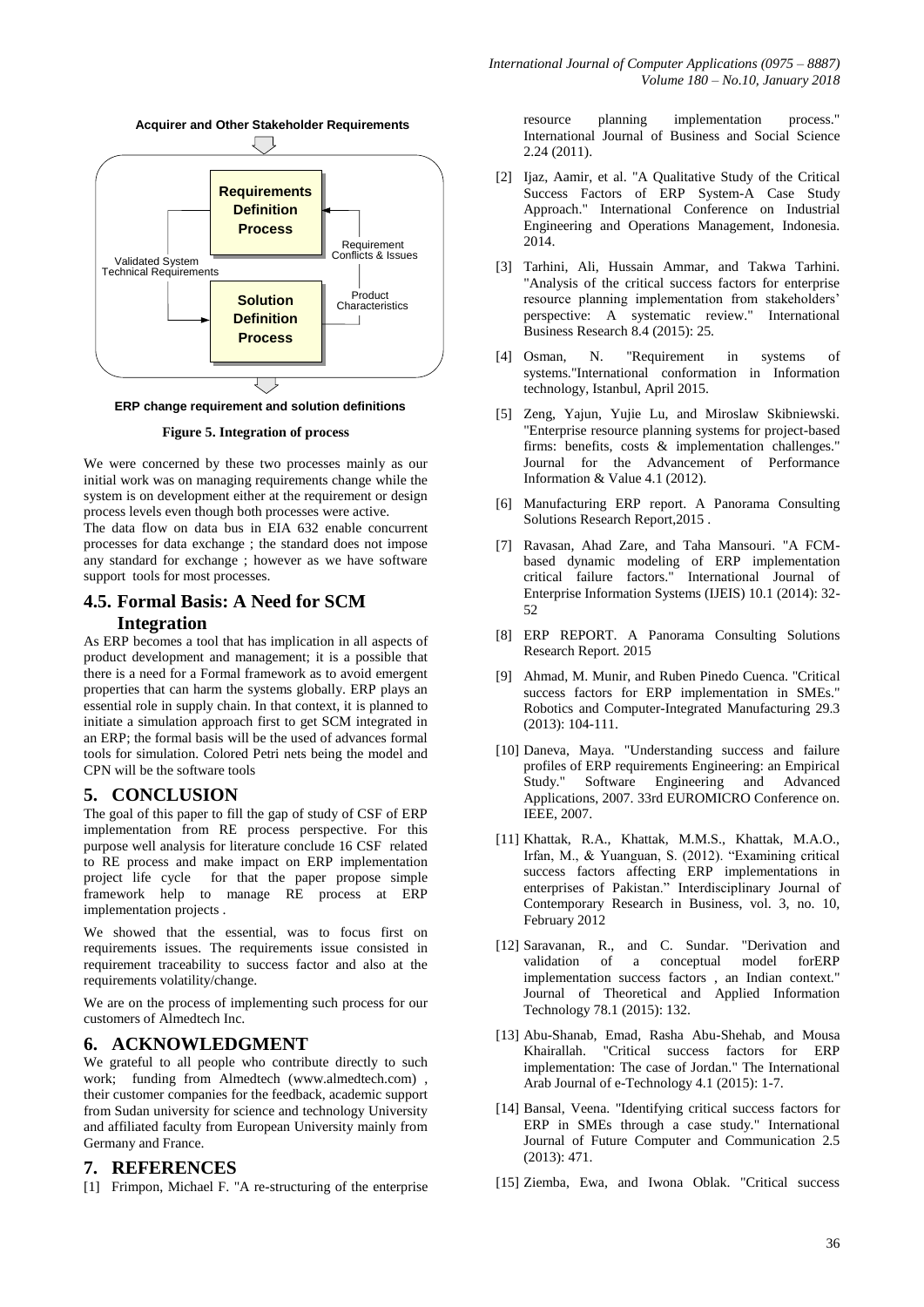Acquirer and Other Stakeholder Requirements

Requirements Definition Process

Requirement Conflicts & Issues

Validated System Technical Requirements

Product Characteristics

Solution Definition Process

ERP change requirement and solution definitions

**Figure 5. Integration of process**

We were concerned by these two processes mainly as our initial work was on managing requirements change while the system is on development either at the requirement or design process levels even though both processes were active.

The data flow on data bus in EIA 632 enable concurrent processes for data exchange ; the standard does not impose any standard for exchange ; however as we have software support tools for most processes.

### 4.5. Formal Basis: A Need for SCM Integration

As ERP becomes a tool that has implication in all aspects of product development and management; it is a possible that there is a need for a Formal framework as to avoid emergent properties that can harm the systems globally. ERP plays an essential role in supply chain. In that context, it is planned to initiate a simulation approach first to get SCM integrated in an ERP; the formal basis will be the used of advances formal tools for simulation. Colored Petri nets being the model and CPN will be the software tools

## 5. CONCLUSION

The goal of this paper to fill the gap of study of CSF of ERP implementation from RE process perspective. For this purpose well analysis for literature conclude 16 CSF related to RE process and make impact on ERP implementation project life cycle for that the paper propose simple framework help to manage RE process at ERP implementation projects .

We showed that the essential, was to focus first on requirements issues. The requirements issue consisted in requirement traceability to success factor and also at the requirements volatility/change.

We are on the process of implementing such process for our customers of Almedtech Inc.

## 6. ACKNOWLEDGMENT

We grateful to all people who contribute directly to such work; funding from Almedtech (www.almedtech.com) , their customer companies for the feedback, academic support from Sudan university for science and technology University and affiliated faculty from European University mainly from Germany and France.

## 7. REFERENCES

[1] Frimpon, Michael F. "A re-structuring of the enterprise resource planning implementation process." International Journal of Business and Social Science 2.24 (2011).

[2] Ijaz, Aamir, et al. "A Qualitative Study of the Critical Success Factors of ERP System-A Case Study Approach." International Conference on Industrial Engineering and Operations Management, Indonesia. 2014.

[3] Tarhini, Ali, Hussain Ammar, and Takwa Tarhini. "Analysis of the critical success factors for enterprise resource planning implementation from stakeholders' perspective: A systematic review." International Business Research 8.4 (2015): 25.

[4] Osman, N. "Requirement in systems of systems."International conformation in Information technology, Istanbul, April 2015.

[5] Zeng, Yajun, Yujie Lu, and Miroslaw Skibniewski. "Enterprise resource planning systems for project-based firms: benefits, costs & implementation challenges." Journal for the Advancement of Performance Information & Value 4.1 (2012).

[6] Manufacturing ERP report. A Panorama Consulting Solutions Research Report,2015 .

[7] Ravasan, Ahad Zare, and Taha Mansouri. "A FCM-based dynamic modeling of ERP implementation critical failure factors." International Journal of Enterprise Information Systems (IJEIS) 10.1 (2014): 32-52

[8] ERP REPORT. A Panorama Consulting Solutions Research Report. 2015

[9] Ahmad, M. Munir, and Ruben Pinedo Cuenca. "Critical success factors for ERP implementation in SMEs." Robotics and Computer-Integrated Manufacturing 29.3 (2013): 104-111.

[10] Daneva, Maya. "Understanding success and failure profiles of ERP requirements Engineering: an Empirical Study." Software Engineering and Advanced Applications, 2007. 33rd EUROMICRO Conference on. IEEE, 2007.

[11] Khattak, R.A., Khattak, M.M.S., Khattak, M.A.O., Irfan, M., & Yuanguan, S. (2012). "Examining critical success factors affecting ERP implementations in enterprises of Pakistan." Interdisciplinary Journal of Contemporary Research in Business, vol. 3, no. 10, February 2012

[12] Saravanan, R., and C. Sundar. "Derivation and validation of a conceptual model forERP implementation success factors , an Indian context." Journal of Theoretical and Applied Information Technology 78.1 (2015): 132.

[13] Abu-Shanab, Emad, Rasha Abu-Shehab, and Mousa Khairallah. "Critical success factors for ERP implementation: The case of Jordan." The International Arab Journal of e-Technology 4.1 (2015): 1-7.

[14] Bansal, Veena. "Identifying critical success factors for ERP in SMEs through a case study." International Journal of Future Computer and Communication 2.5 (2013): 471.

[15] Ziemba, Ewa, and Iwona Oblak. "Critical success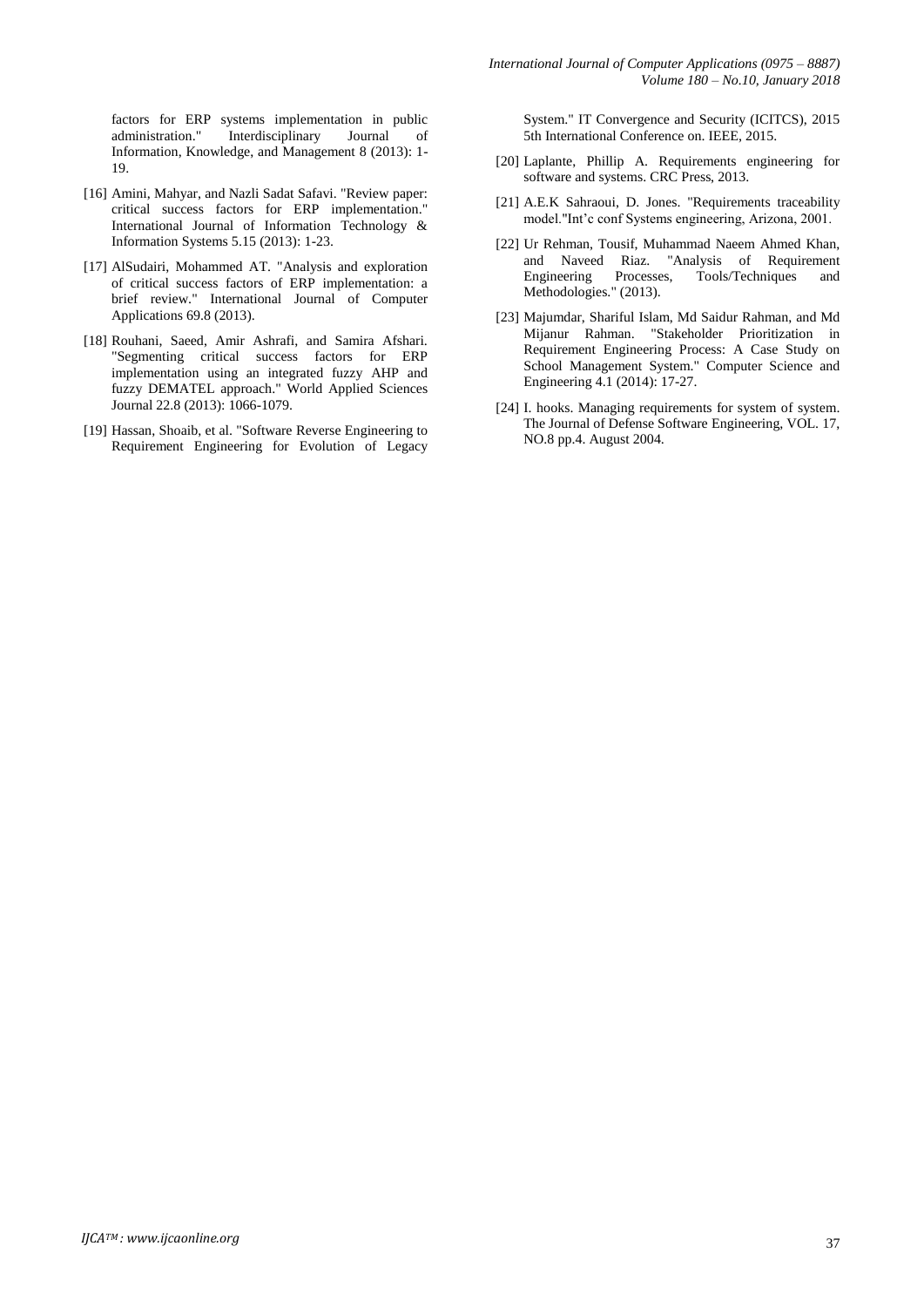factors for ERP systems implementation in public administration." Interdisciplinary Journal of Information, Knowledge, and Management 8 (2013): 1-19.

[16] Amini, Mahyar, and Nazli Sadat Safavi. "Review paper: critical success factors for ERP implementation." International Journal of Information Technology & Information Systems 5.15 (2013): 1-23.

[17] AlSudairi, Mohammed AT. "Analysis and exploration of critical success factors of ERP implementation: a brief review." International Journal of Computer Applications 69.8 (2013).

[18] Rouhani, Saeed, Amir Ashrafi, and Samira Afshari. "Segmenting critical success factors for ERP implementation using an integrated fuzzy AHP and fuzzy DEMATEL approach." World Applied Sciences Journal 22.8 (2013): 1066-1079.

[19] Hassan, Shoaib, et al. "Software Reverse Engineering to Requirement Engineering for Evolution of Legacy System." IT Convergence and Security (ICITCS), 2015 5th International Conference on. IEEE, 2015.

[20] Laplante, Phillip A. Requirements engineering for software and systems. CRC Press, 2013.

[21] A.E.K Sahraoui, D. Jones. "Requirements traceability model."Int'c conf Systems engineering, Arizona, 2001.

[22] Ur Rehman, Tousif, Muhammad Naeem Ahmed Khan, and Naveed Riaz. "Analysis of Requirement Engineering Processes, Tools/Techniques and Methodologies." (2013).

[23] Majumdar, Shariful Islam, Md Saidur Rahman, and Md Mijanur Rahman. "Stakeholder Prioritization in Requirement Engineering Process: A Case Study on School Management System." Computer Science and Engineering 4.1 (2014): 17-27.

[24] I. hooks. Managing requirements for system of system. The Journal of Defense Software Engineering, VOL. 17, NO.8 pp.4. August 2004.